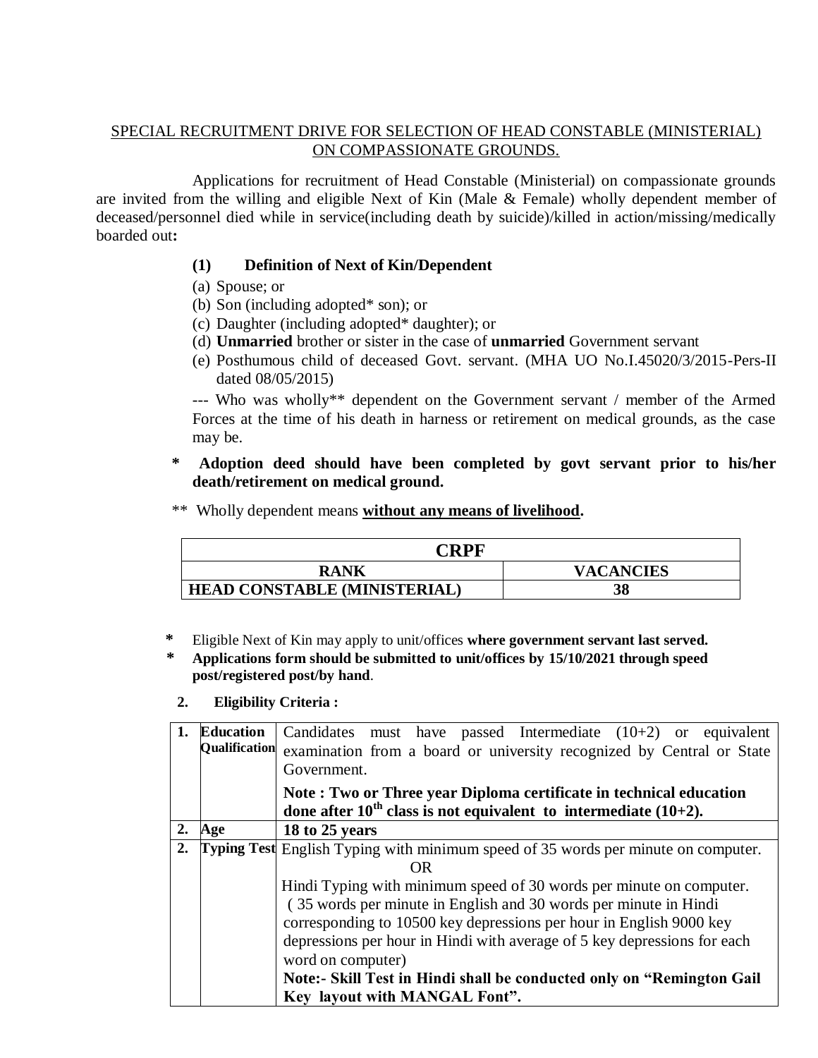# SPECIAL RECRUITMENT DRIVE FOR SELECTION OF HEAD CONSTABLE (MINISTERIAL) ON COMPASSIONATE GROUNDS.

Applications for recruitment of Head Constable (Ministerial) on compassionate grounds are invited from the willing and eligible Next of Kin (Male & Female) wholly dependent member of deceased/personnel died while in service(including death by suicide)/killed in action/missing/medically boarded out**:**

**(1) Definition of Next of Kin/Dependent**

(a) Spouse; or

(b) Son (including adopted* son); or

(c) Daughter (including adopted* daughter); or

(d) **Unmarried** brother or sister in the case of **unmarried** Government servant

(e) Posthumous child of deceased Govt. servant. (MHA UO No.I.45020/3/2015-Pers-II dated 08/05/2015)

--- Who was wholly** dependent on the Government servant / member of the Armed Forces at the time of his death in harness or retirement on medical grounds, as the case may be.

\* **Adoption deed should have been completed by govt servant prior to his/her death/retirement on medical ground.**

** Wholly dependent means **without any means of livelihood.**

| CRPF | |
|---|---|
| **RANK** | **VACANCIES** |
| **HEAD CONSTABLE (MINISTERIAL)** | **38** |

- Eligible Next of Kin may apply to unit/offices **where government servant last served.**
- **Applications form should be submitted to unit/offices by 15/10/2021 through speed post/registered post/by hand**.

**2. Eligibility Criteria :**

| | | |
|---|---|---|
| **1.** | **Education Qualification** | Candidates must have passed Intermediate (10+2) or equivalent examination from a board or university recognized by Central or State Government.<br><br>**Note : Two or Three year Diploma certificate in technical education done after 10th class is not equivalent to intermediate (10+2).** |
| **2.** | **Age** | **18 to 25 years** |
| **2.** | **Typing Test** | English Typing with minimum speed of 35 words per minute on computer.<br>OR<br>Hindi Typing with minimum speed of 30 words per minute on computer. ( 35 words per minute in English and 30 words per minute in Hindi corresponding to 10500 key depressions per hour in English 9000 key depressions per hour in Hindi with average of 5 key depressions for each word on computer)<br>**Note:- Skill Test in Hindi shall be conducted only on "Remington Gail Key layout with MANGAL Font".** |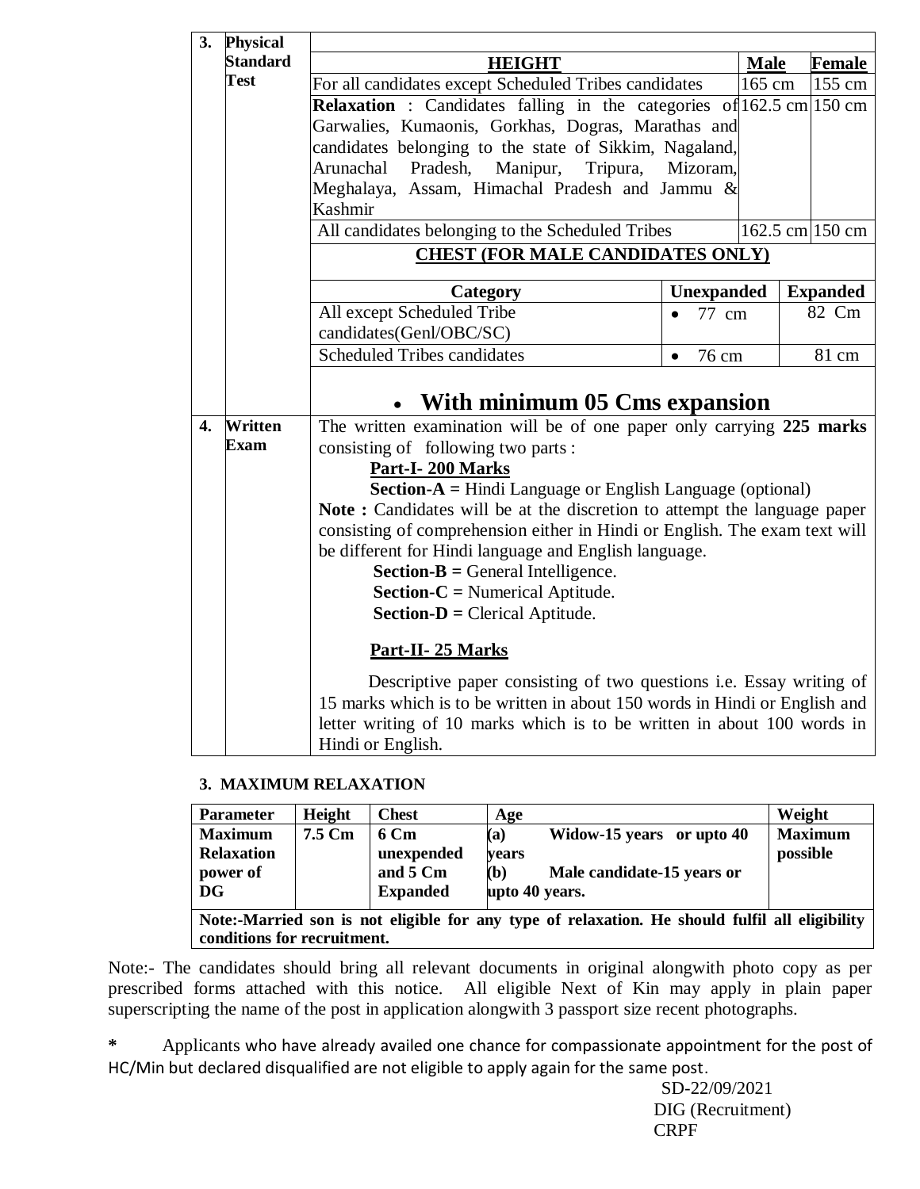| | | | | |
|---|---|---|---|---|
| **3.** | **Physical Standard Test** | **HEIGHT** | **Male** | **Female** |
| | | For all candidates except Scheduled Tribes candidates | 165 cm | 155 cm |
| | | **Relaxation** : Candidates falling in the categories of Garwalies, Kumaonis, Gorkhas, Dogras, Marathas and candidates belonging to the state of Sikkim, Nagaland, Arunachal Pradesh, Manipur, Tripura, Mizoram, Meghalaya, Assam, Himachal Pradesh and Jammu & Kashmir | 162.5 cm | 150 cm |
| | | All candidates belonging to the Scheduled Tribes | 162.5 cm | 150 cm |

**CHEST (FOR MALE CANDIDATES ONLY)**

| Category | Unexpanded | Expanded |
|---|---|---|
| All except Scheduled Tribe candidates(Genl/OBC/SC) | • 77 cm | 82 Cm |
| Scheduled Tribes candidates | • 76 cm | 81 cm |

- **With minimum 05 Cms expansion**

**4. Written Exam**

The written examination will be of one paper only carrying **225 marks** consisting of following two parts :

**Part-I- 200 Marks**

**Section-A =** Hindi Language or English Language (optional)

**Note :** Candidates will be at the discretion to attempt the language paper consisting of comprehension either in Hindi or English. The exam text will be different for Hindi language and English language.

**Section-B =** General Intelligence.

**Section-C =** Numerical Aptitude.

**Section-D =** Clerical Aptitude.

**Part-II- 25 Marks**

Descriptive paper consisting of two questions i.e. Essay writing of 15 marks which is to be written in about 150 words in Hindi or English and letter writing of 10 marks which is to be written in about 100 words in Hindi or English.

### 3. MAXIMUM RELAXATION

| Parameter | Height | Chest | Age | Weight |
|---|---|---|---|---|
| **Maximum Relaxation power of DG** | **7.5 Cm** | **6 Cm unexpended and 5 Cm Expanded** | **(a) Widow-15 years or upto 40 years (b) Male candidate-15 years or upto 40 years.** | **Maximum possible** |
| **Note:-Married son is not eligible for any type of relaxation. He should fulfil all eligibility conditions for recruitment.** | | | | |

Note:- The candidates should bring all relevant documents in original alongwith photo copy as per prescribed forms attached with this notice. All eligible Next of Kin may apply in plain paper superscripting the name of the post in application alongwith 3 passport size recent photographs.

**\*** Applicants who have already availed one chance for compassionate appointment for the post of HC/Min but declared disqualified are not eligible to apply again for the same post.

SD-22/09/2021
DIG (Recruitment)
CRPF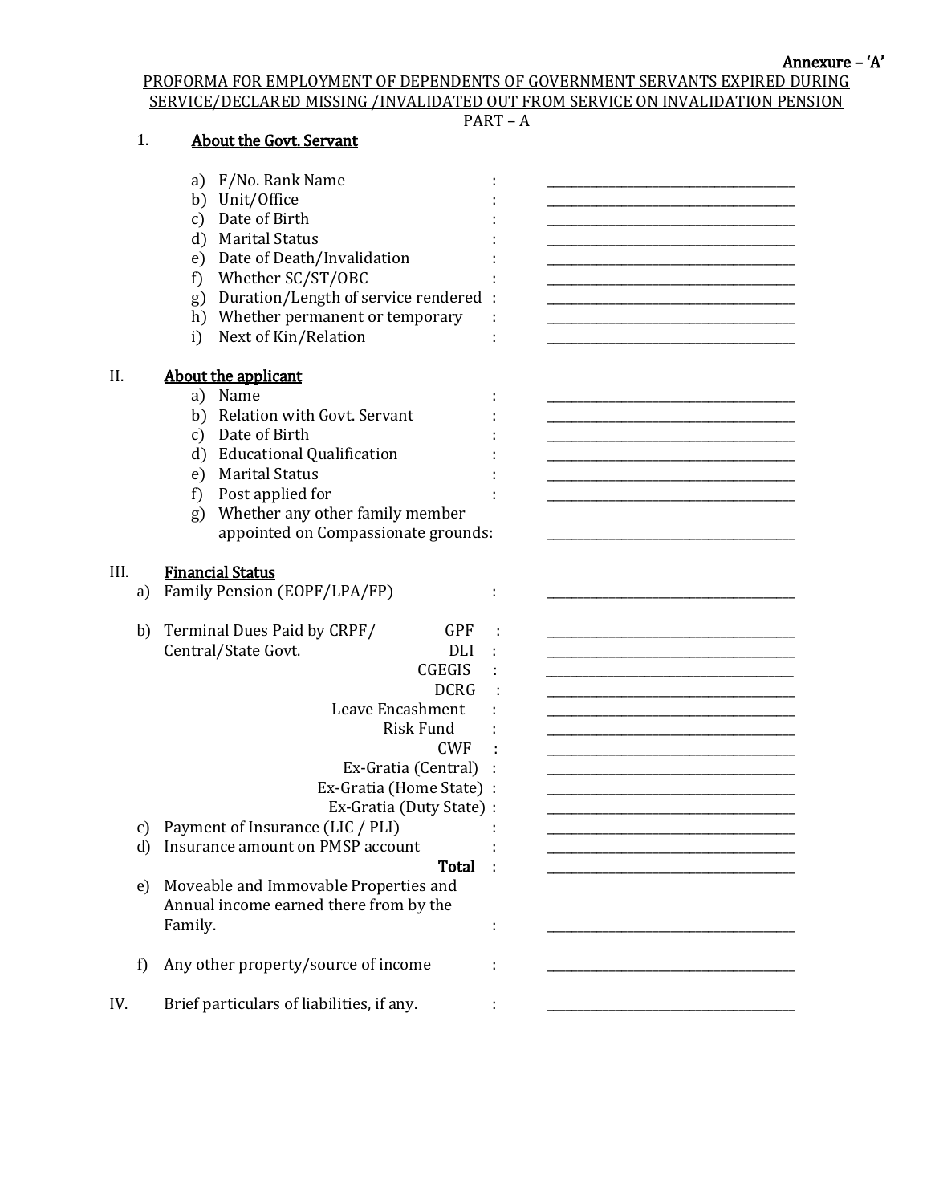Annexure – 'A'

**PROFORMA FOR EMPLOYMENT OF DEPENDENTS OF GOVERNMENT SERVANTS EXPIRED DURING SERVICE/DECLARED MISSING /INVALIDATED OUT FROM SERVICE ON INVALIDATION PENSION**

**PART – A**

1. **About the Govt. Servant**

   a) F/No. Rank Name : ______________________
   b) Unit/Office : ______________________
   c) Date of Birth : ______________________
   d) Marital Status : ______________________
   e) Date of Death/Invalidation : ______________________
   f) Whether SC/ST/OBC : ______________________
   g) Duration/Length of service rendered : ______________________
   h) Whether permanent or temporary : ______________________
   i) Next of Kin/Relation : ______________________

II. **About the applicant**

   a) Name : ______________________
   b) Relation with Govt. Servant : ______________________
   c) Date of Birth : ______________________
   d) Educational Qualification : ______________________
   e) Marital Status : ______________________
   f) Post applied for : ______________________
   g) Whether any other family member appointed on Compassionate grounds: ______________________

III. **Financial Status**

   a) Family Pension (EOPF/LPA/FP) : ______________________

   b) Terminal Dues Paid by CRPF/ Central/State Govt.
      - GPF : ______________________
      - DLI : ______________________
      - CGEGIS : ______________________
      - DCRG : ______________________
      - Leave Encashment : ______________________
      - Risk Fund : ______________________
      - CWF : ______________________
      - Ex-Gratia (Central) : ______________________
      - Ex-Gratia (Home State) : ______________________
      - Ex-Gratia (Duty State) : ______________________

   c) Payment of Insurance (LIC / PLI) : ______________________
   d) Insurance amount on PMSP account : ______________________

      **Total** : ______________________

   e) Moveable and Immovable Properties and Annual income earned there from by the Family. : ______________________

   f) Any other property/source of income : ______________________

IV. Brief particulars of liabilities, if any. : ______________________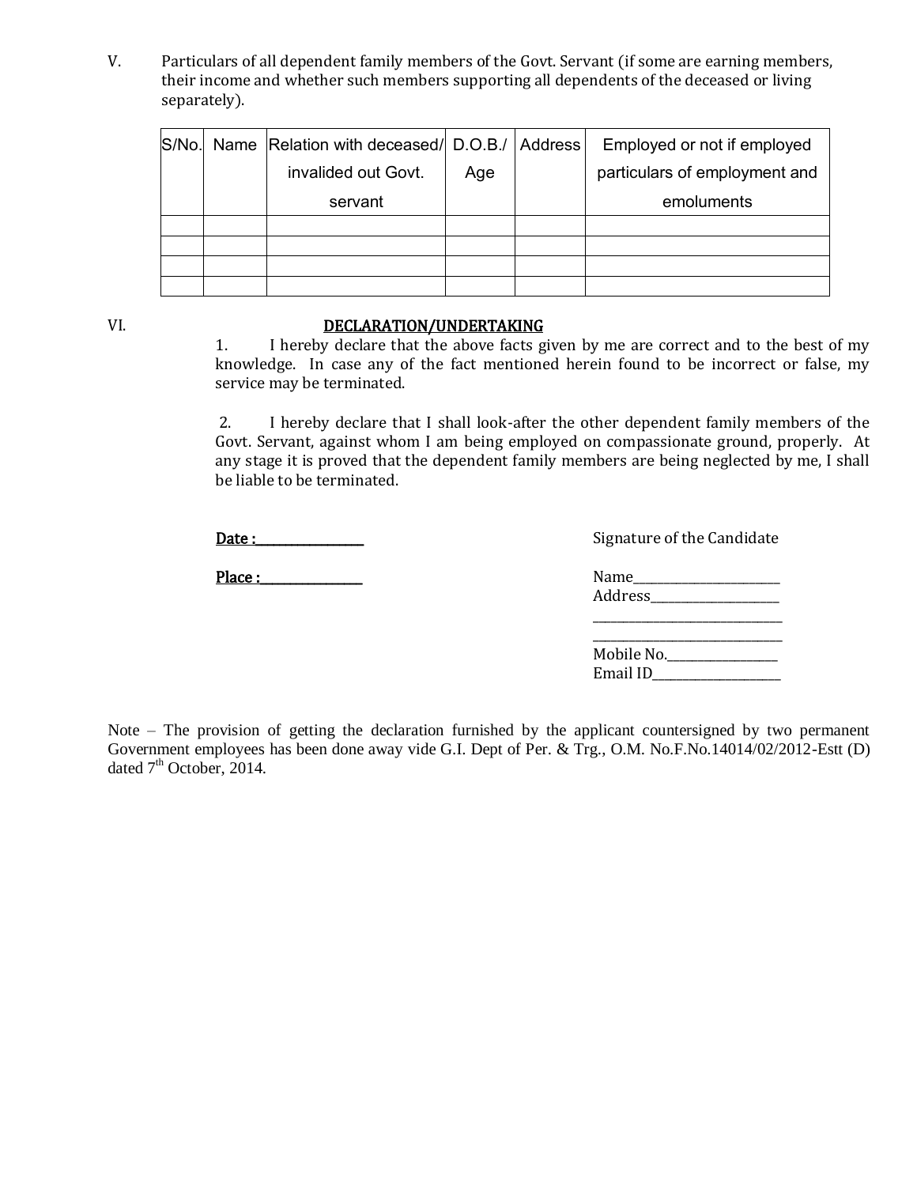V. Particulars of all dependent family members of the Govt. Servant (if some are earning members, their income and whether such members supporting all dependents of the deceased or living separately).

| S/No. | Name | Relation with deceased/ invalided out Govt. servant | D.O.B./ Age | Address | Employed or not if employed particulars of employment and emoluments |
|---|---|---|---|---|---|
| | | | | | |
| | | | | | |
| | | | | | |
| | | | | | |

VI. **DECLARATION/UNDERTAKING**

1. I hereby declare that the above facts given by me are correct and to the best of my knowledge. In case any of the fact mentioned herein found to be incorrect or false, my service may be terminated.

2. I hereby declare that I shall look-after the other dependent family members of the Govt. Servant, against whom I am being employed on compassionate ground, properly. At any stage it is proved that the dependent family members are being neglected by me, I shall be liable to be terminated.

**Date :\_\_\_\_\_\_\_\_\_\_\_\_\_\_\_\_**

**Place :\_\_\_\_\_\_\_\_\_\_\_\_\_\_\_\_**

Signature of the Candidate

Name\_\_\_\_\_\_\_\_\_\_\_\_\_\_\_\_\_\_\_\_\_\_
Address\_\_\_\_\_\_\_\_\_\_\_\_\_\_\_\_\_\_\_\_
\_\_\_\_\_\_\_\_\_\_\_\_\_\_\_\_\_\_\_\_\_\_\_\_\_\_\_\_
\_\_\_\_\_\_\_\_\_\_\_\_\_\_\_\_\_\_\_\_\_\_\_\_\_\_\_\_
Mobile No.\_\_\_\_\_\_\_\_\_\_\_\_\_\_\_\_\_
Email ID\_\_\_\_\_\_\_\_\_\_\_\_\_\_\_\_\_\_\_\_

Note – The provision of getting the declaration furnished by the applicant countersigned by two permanent Government employees has been done away vide G.I. Dept of Per. & Trg., O.M. No.F.No.14014/02/2012-Estt (D) dated 7th October, 2014.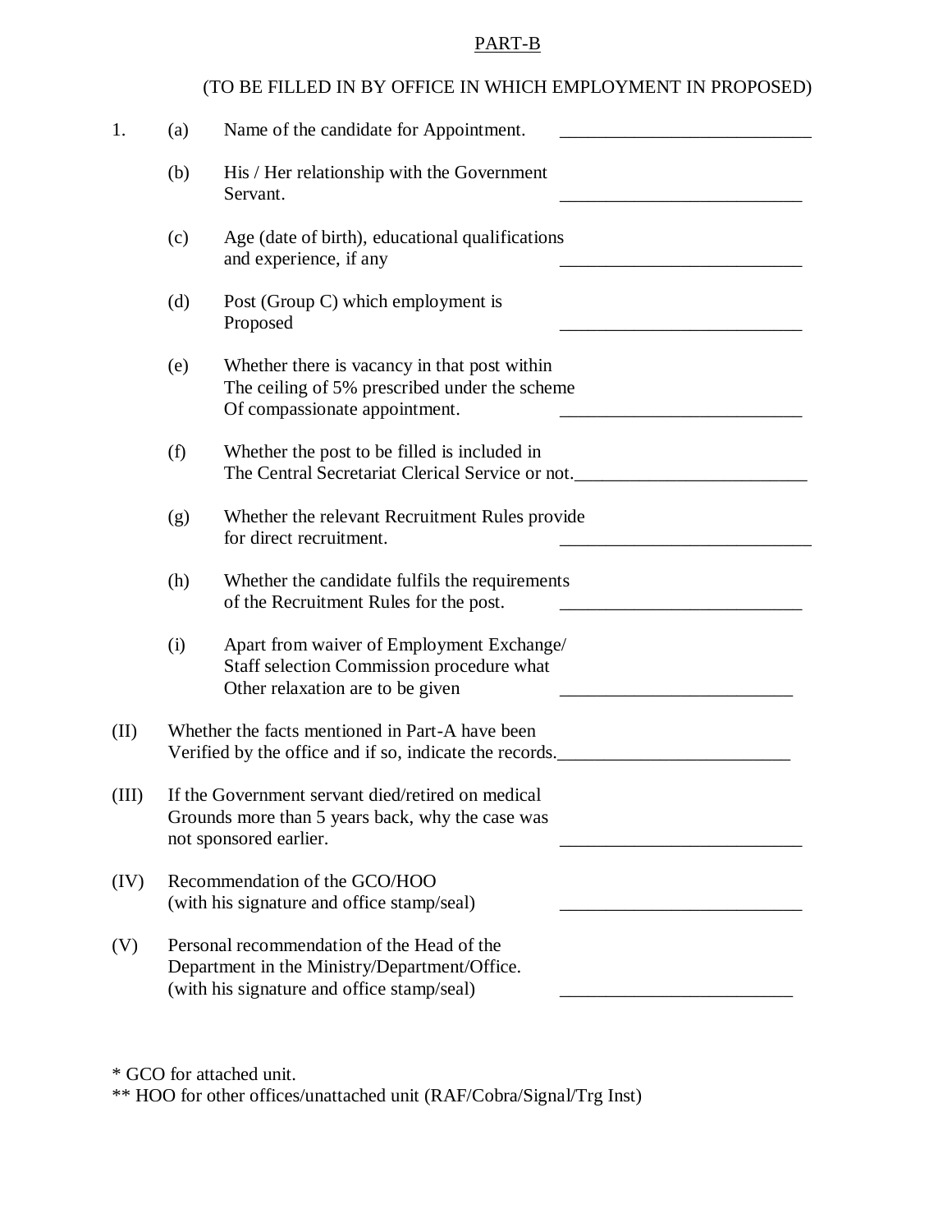PART-B

(TO BE FILLED IN BY OFFICE IN WHICH EMPLOYMENT IN PROPOSED)

1. (a) Name of the candidate for Appointment. ___________________________

   (b) His / Her relationship with the Government Servant. __________________________

   (c) Age (date of birth), educational qualifications and experience, if any __________________________

   (d) Post (Group C) which employment is Proposed __________________________

   (e) Whether there is vacancy in that post within The ceiling of 5% prescribed under the scheme Of compassionate appointment. __________________________

   (f) Whether the post to be filled is included in The Central Secretariat Clerical Service or not.__________________________

   (g) Whether the relevant Recruitment Rules provide for direct recruitment. ___________________________

   (h) Whether the candidate fulfils the requirements of the Recruitment Rules for the post. __________________________

   (i) Apart from waiver of Employment Exchange/ Staff selection Commission procedure what Other relaxation are to be given _________________________

(II) Whether the facts mentioned in Part-A have been Verified by the office and if so, indicate the records._________________________

(III) If the Government servant died/retired on medical Grounds more than 5 years back, why the case was not sponsored earlier. __________________________

(IV) Recommendation of the GCO/HOO (with his signature and office stamp/seal) __________________________

(V) Personal recommendation of the Head of the Department in the Ministry/Department/Office. (with his signature and office stamp/seal) _________________________

* GCO for attached unit.

** HOO for other offices/unattached unit (RAF/Cobra/Signal/Trg Inst)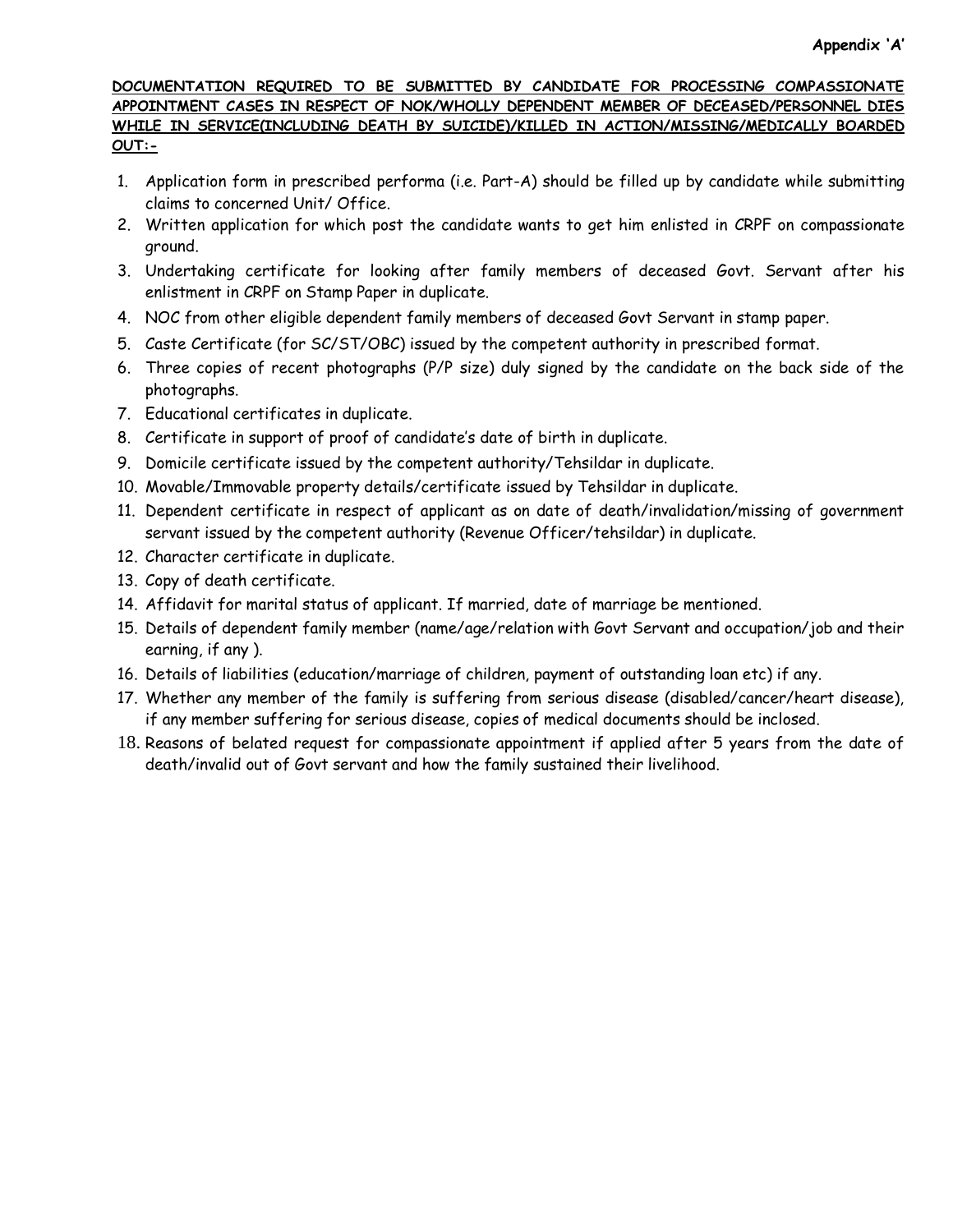**Appendix 'A'**

**DOCUMENTATION REQUIRED TO BE SUBMITTED BY CANDIDATE FOR PROCESSING COMPASSIONATE APPOINTMENT CASES IN RESPECT OF NOK/WHOLLY DEPENDENT MEMBER OF DECEASED/PERSONNEL DIES WHILE IN SERVICE(INCLUDING DEATH BY SUICIDE)/KILLED IN ACTION/MISSING/MEDICALLY BOARDED OUT:-**

1. Application form in prescribed performa (i.e. Part-A) should be filled up by candidate while submitting claims to concerned Unit/ Office.
2. Written application for which post the candidate wants to get him enlisted in CRPF on compassionate ground.
3. Undertaking certificate for looking after family members of deceased Govt. Servant after his enlistment in CRPF on Stamp Paper in duplicate.
4. NOC from other eligible dependent family members of deceased Govt Servant in stamp paper.
5. Caste Certificate (for SC/ST/OBC) issued by the competent authority in prescribed format.
6. Three copies of recent photographs (P/P size) duly signed by the candidate on the back side of the photographs.
7. Educational certificates in duplicate.
8. Certificate in support of proof of candidate's date of birth in duplicate.
9. Domicile certificate issued by the competent authority/Tehsildar in duplicate.
10. Movable/Immovable property details/certificate issued by Tehsildar in duplicate.
11. Dependent certificate in respect of applicant as on date of death/invalidation/missing of government servant issued by the competent authority (Revenue Officer/tehsildar) in duplicate.
12. Character certificate in duplicate.
13. Copy of death certificate.
14. Affidavit for marital status of applicant. If married, date of marriage be mentioned.
15. Details of dependent family member (name/age/relation with Govt Servant and occupation/job and their earning, if any ).
16. Details of liabilities (education/marriage of children, payment of outstanding loan etc) if any.
17. Whether any member of the family is suffering from serious disease (disabled/cancer/heart disease), if any member suffering for serious disease, copies of medical documents should be inclosed.
18. Reasons of belated request for compassionate appointment if applied after 5 years from the date of death/invalid out of Govt servant and how the family sustained their livelihood.